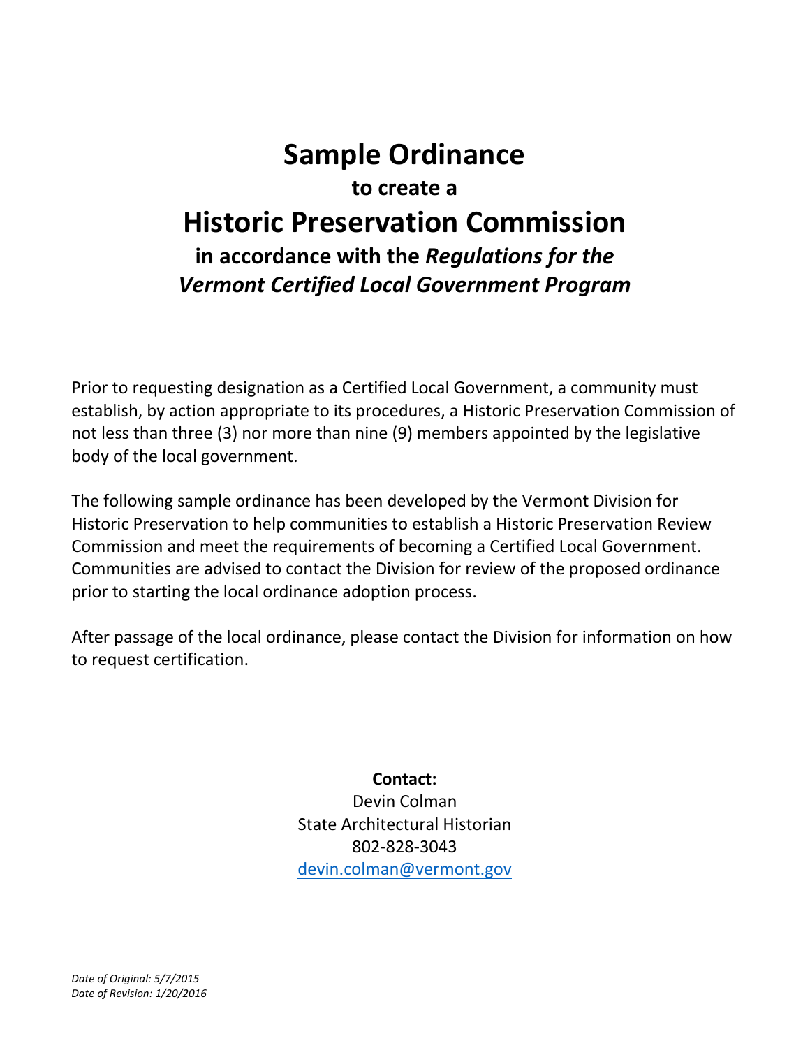# Sample Ordinance

### to create a

# Historic Preservation Commission

### in accordance with the *Regulations for the Vermont Certified Local Government Program*

Prior to requesting designation as a Certified Local Government, a community must establish, by action appropriate to its procedures, a Historic Preservation Commission of not less than three (3) nor more than nine (9) members appointed by the legislative body of the local government.

The following sample ordinance has been developed by the Vermont Division for Historic Preservation to help communities to establish a Historic Preservation Review Commission and meet the requirements of becoming a Certified Local Government. Communities are advised to contact the Division for review of the proposed ordinance prior to starting the local ordinance adoption process.

After passage of the local ordinance, please contact the Division for information on how to request certification.

**Contact:**
Devin Colman
State Architectural Historian
802-828-3043
[devin.colman@vermont.gov](mailto:devin.colman@vermont.gov)

*Date of Original: 5/7/2015*
*Date of Revision: 1/20/2016*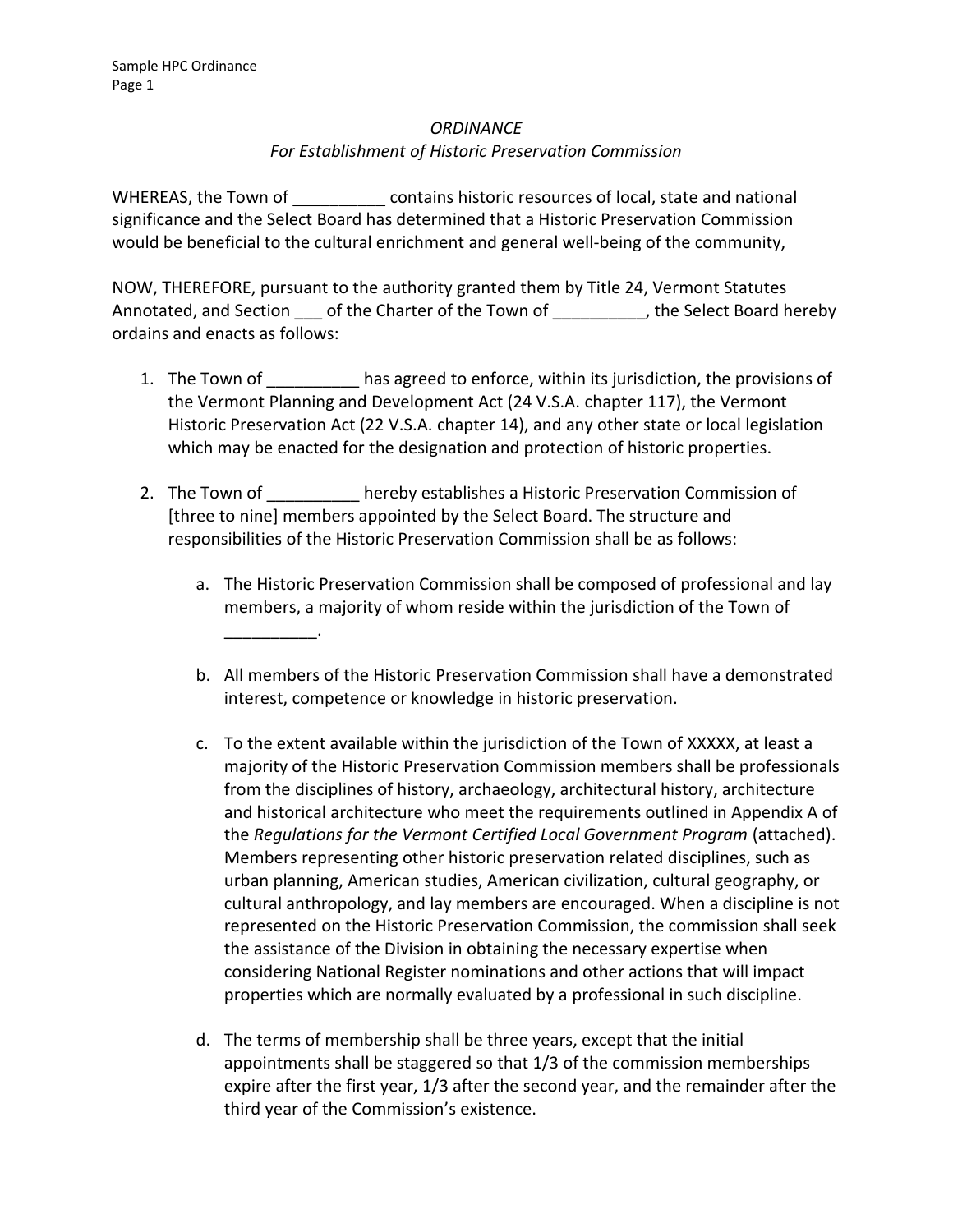*ORDINANCE*

*For Establishment of Historic Preservation Commission*

WHEREAS, the Town of __________ contains historic resources of local, state and national significance and the Select Board has determined that a Historic Preservation Commission would be beneficial to the cultural enrichment and general well-being of the community,

NOW, THEREFORE, pursuant to the authority granted them by Title 24, Vermont Statutes Annotated, and Section ___ of the Charter of the Town of __________, the Select Board hereby ordains and enacts as follows:

1. The Town of __________ has agreed to enforce, within its jurisdiction, the provisions of the Vermont Planning and Development Act (24 V.S.A. chapter 117), the Vermont Historic Preservation Act (22 V.S.A. chapter 14), and any other state or local legislation which may be enacted for the designation and protection of historic properties.

2. The Town of __________ hereby establishes a Historic Preservation Commission of [three to nine] members appointed by the Select Board. The structure and responsibilities of the Historic Preservation Commission shall be as follows:

   a. The Historic Preservation Commission shall be composed of professional and lay members, a majority of whom reside within the jurisdiction of the Town of __________.

   b. All members of the Historic Preservation Commission shall have a demonstrated interest, competence or knowledge in historic preservation.

   c. To the extent available within the jurisdiction of the Town of XXXXX, at least a majority of the Historic Preservation Commission members shall be professionals from the disciplines of history, archaeology, architectural history, architecture and historical architecture who meet the requirements outlined in Appendix A of the *Regulations for the Vermont Certified Local Government Program* (attached). Members representing other historic preservation related disciplines, such as urban planning, American studies, American civilization, cultural geography, or cultural anthropology, and lay members are encouraged. When a discipline is not represented on the Historic Preservation Commission, the commission shall seek the assistance of the Division in obtaining the necessary expertise when considering National Register nominations and other actions that will impact properties which are normally evaluated by a professional in such discipline.

   d. The terms of membership shall be three years, except that the initial appointments shall be staggered so that 1/3 of the commission memberships expire after the first year, 1/3 after the second year, and the remainder after the third year of the Commission's existence.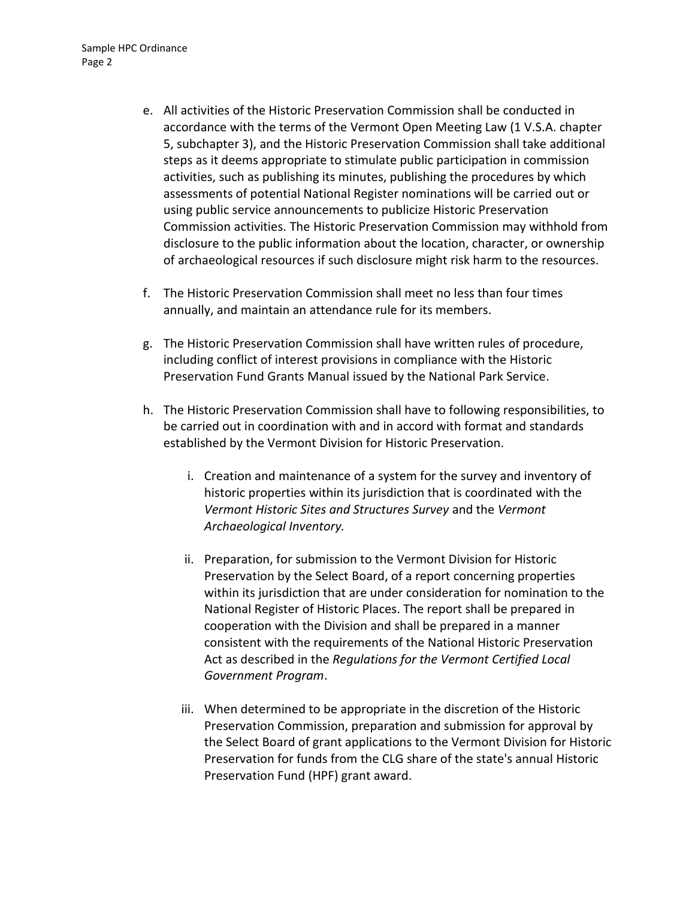e. All activities of the Historic Preservation Commission shall be conducted in accordance with the terms of the Vermont Open Meeting Law (1 V.S.A. chapter 5, subchapter 3), and the Historic Preservation Commission shall take additional steps as it deems appropriate to stimulate public participation in commission activities, such as publishing its minutes, publishing the procedures by which assessments of potential National Register nominations will be carried out or using public service announcements to publicize Historic Preservation Commission activities. The Historic Preservation Commission may withhold from disclosure to the public information about the location, character, or ownership of archaeological resources if such disclosure might risk harm to the resources.

f. The Historic Preservation Commission shall meet no less than four times annually, and maintain an attendance rule for its members.

g. The Historic Preservation Commission shall have written rules of procedure, including conflict of interest provisions in compliance with the Historic Preservation Fund Grants Manual issued by the National Park Service.

h. The Historic Preservation Commission shall have to following responsibilities, to be carried out in coordination with and in accord with format and standards established by the Vermont Division for Historic Preservation.

   i. Creation and maintenance of a system for the survey and inventory of historic properties within its jurisdiction that is coordinated with the *Vermont Historic Sites and Structures Survey* and the *Vermont Archaeological Inventory.*

   ii. Preparation, for submission to the Vermont Division for Historic Preservation by the Select Board, of a report concerning properties within its jurisdiction that are under consideration for nomination to the National Register of Historic Places. The report shall be prepared in cooperation with the Division and shall be prepared in a manner consistent with the requirements of the National Historic Preservation Act as described in the *Regulations for the Vermont Certified Local Government Program*.

   iii. When determined to be appropriate in the discretion of the Historic Preservation Commission, preparation and submission for approval by the Select Board of grant applications to the Vermont Division for Historic Preservation for funds from the CLG share of the state's annual Historic Preservation Fund (HPF) grant award.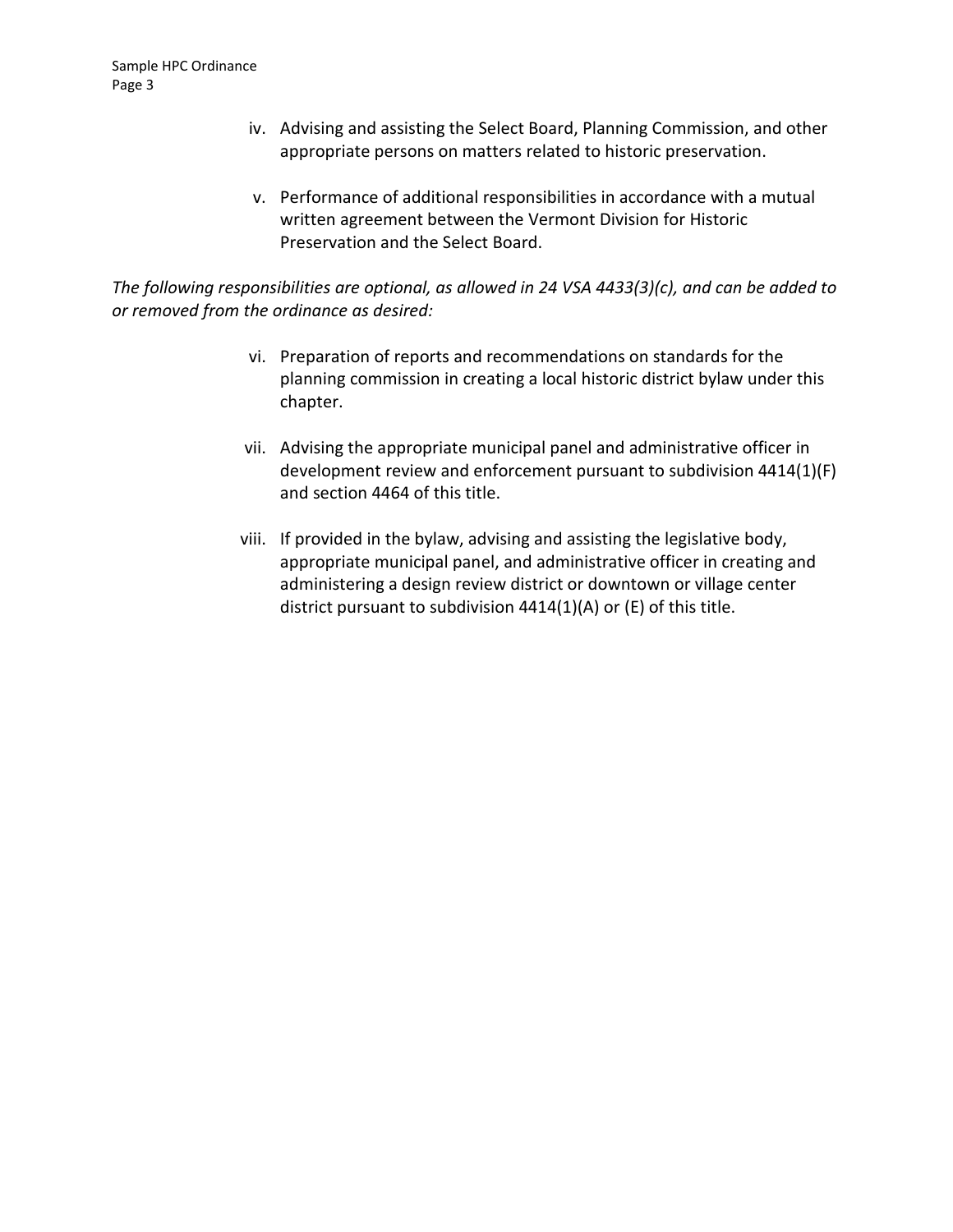iv. Advising and assisting the Select Board, Planning Commission, and other appropriate persons on matters related to historic preservation.

v. Performance of additional responsibilities in accordance with a mutual written agreement between the Vermont Division for Historic Preservation and the Select Board.

*The following responsibilities are optional, as allowed in 24 VSA 4433(3)(c), and can be added to or removed from the ordinance as desired:*

vi. Preparation of reports and recommendations on standards for the planning commission in creating a local historic district bylaw under this chapter.

vii. Advising the appropriate municipal panel and administrative officer in development review and enforcement pursuant to subdivision 4414(1)(F) and section 4464 of this title.

viii. If provided in the bylaw, advising and assisting the legislative body, appropriate municipal panel, and administrative officer in creating and administering a design review district or downtown or village center district pursuant to subdivision 4414(1)(A) or (E) of this title.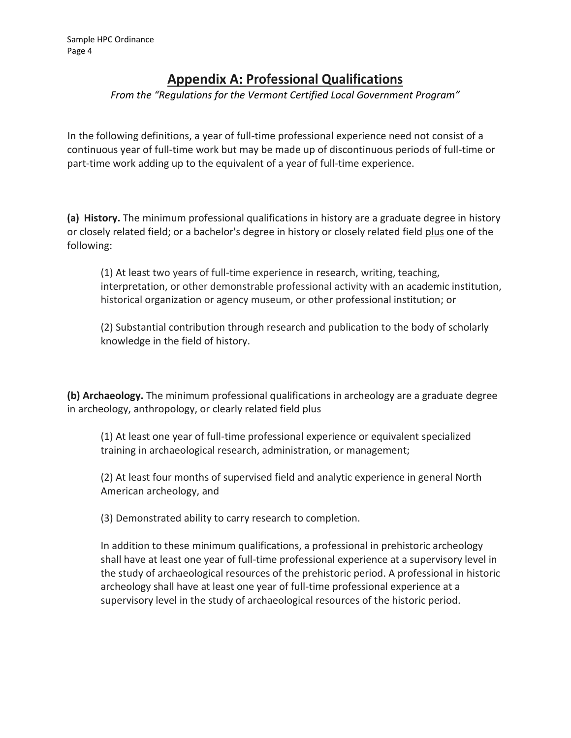## Appendix A: Professional Qualifications

*From the "Regulations for the Vermont Certified Local Government Program"*

In the following definitions, a year of full-time professional experience need not consist of a continuous year of full-time work but may be made up of discontinuous periods of full-time or part-time work adding up to the equivalent of a year of full-time experience.

**(a) History.** The minimum professional qualifications in history are a graduate degree in history or closely related field; or a bachelor's degree in history or closely related field plus one of the following:

(1) At least two years of full-time experience in research, writing, teaching, interpretation, or other demonstrable professional activity with an academic institution, historical organization or agency museum, or other professional institution; or

(2) Substantial contribution through research and publication to the body of scholarly knowledge in the field of history.

**(b) Archaeology.** The minimum professional qualifications in archeology are a graduate degree in archeology, anthropology, or clearly related field plus

(1) At least one year of full-time professional experience or equivalent specialized training in archaeological research, administration, or management;

(2) At least four months of supervised field and analytic experience in general North American archeology, and

(3) Demonstrated ability to carry research to completion.

In addition to these minimum qualifications, a professional in prehistoric archeology shall have at least one year of full-time professional experience at a supervisory level in the study of archaeological resources of the prehistoric period. A professional in historic archeology shall have at least one year of full-time professional experience at a supervisory level in the study of archaeological resources of the historic period.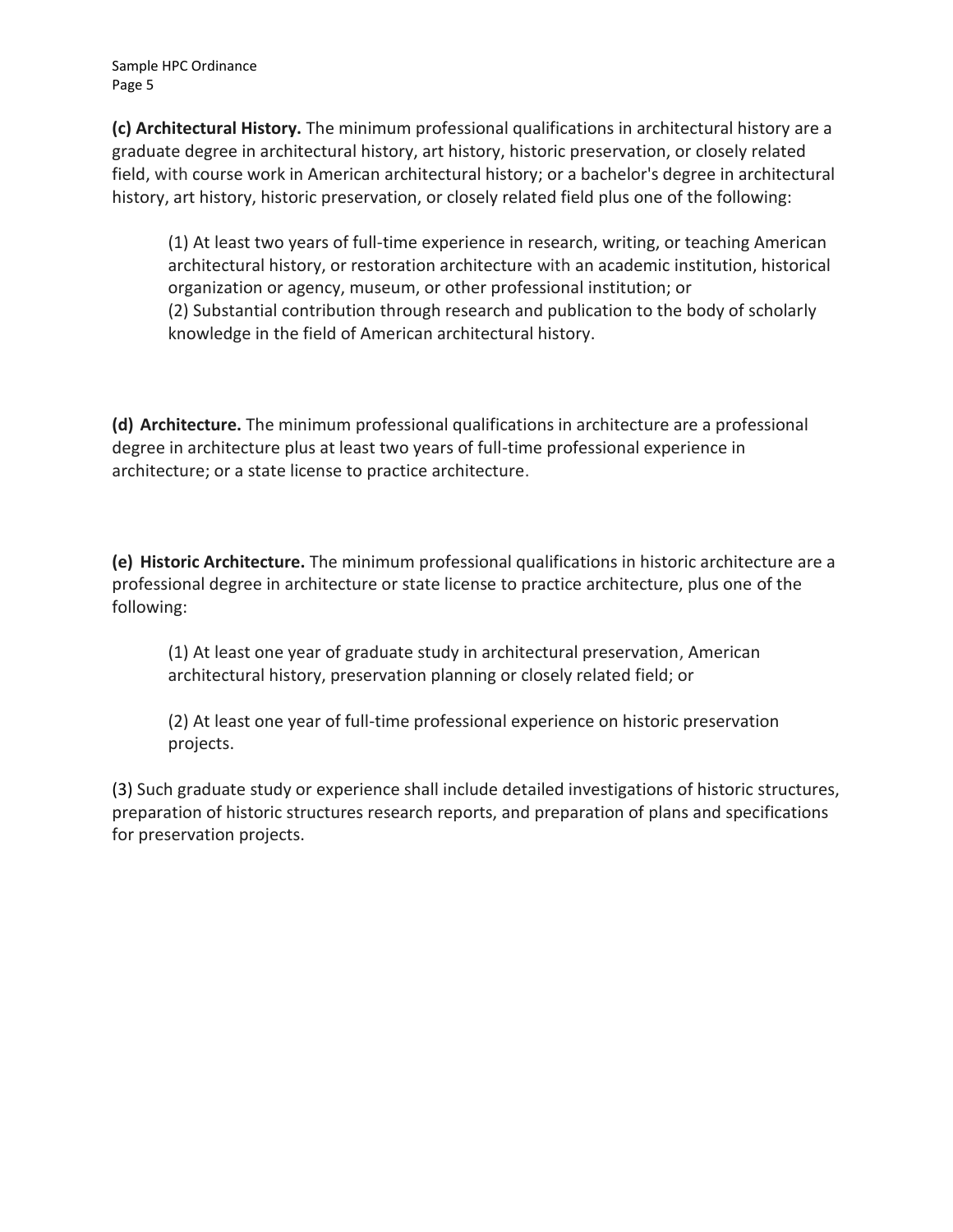**(c) Architectural History.** The minimum professional qualifications in architectural history are a graduate degree in architectural history, art history, historic preservation, or closely related field, with course work in American architectural history; or a bachelor's degree in architectural history, art history, historic preservation, or closely related field plus one of the following:

(1) At least two years of full-time experience in research, writing, or teaching American architectural history, or restoration architecture with an academic institution, historical organization or agency, museum, or other professional institution; or
(2) Substantial contribution through research and publication to the body of scholarly knowledge in the field of American architectural history.

**(d) Architecture.** The minimum professional qualifications in architecture are a professional degree in architecture plus at least two years of full-time professional experience in architecture; or a state license to practice architecture.

**(e) Historic Architecture.** The minimum professional qualifications in historic architecture are a professional degree in architecture or state license to practice architecture, plus one of the following:

(1) At least one year of graduate study in architectural preservation, American architectural history, preservation planning or closely related field; or

(2) At least one year of full-time professional experience on historic preservation projects.

(3) Such graduate study or experience shall include detailed investigations of historic structures, preparation of historic structures research reports, and preparation of plans and specifications for preservation projects.